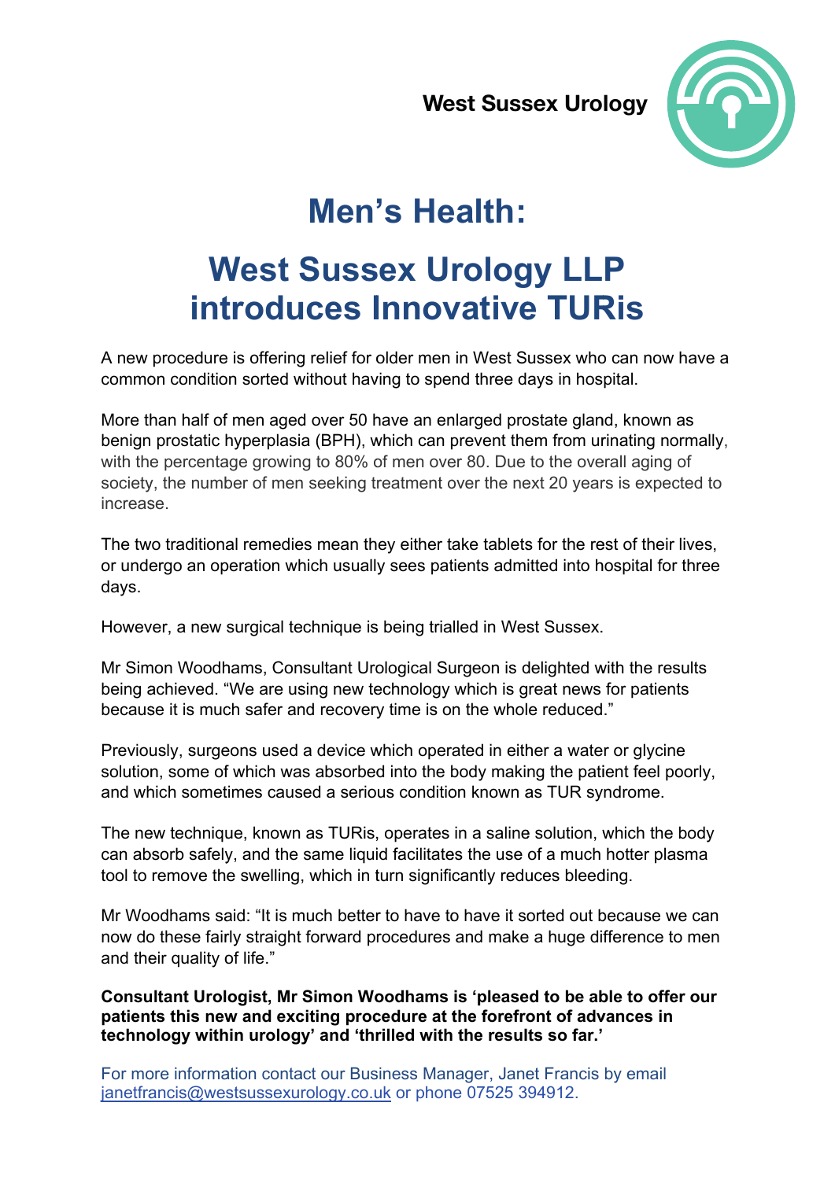West Sussex Urology

# Men's Health:

# West Sussex Urology LLP introduces Innovative TURis

A new procedure is offering relief for older men in West Sussex who can now have a common condition sorted without having to spend three days in hospital.

More than half of men aged over 50 have an enlarged prostate gland, known as benign prostatic hyperplasia (BPH), which can prevent them from urinating normally, with the percentage growing to 80% of men over 80. Due to the overall aging of society, the number of men seeking treatment over the next 20 years is expected to increase.

The two traditional remedies mean they either take tablets for the rest of their lives, or undergo an operation which usually sees patients admitted into hospital for three days.

However, a new surgical technique is being trialled in West Sussex.

Mr Simon Woodhams, Consultant Urological Surgeon is delighted with the results being achieved. "We are using new technology which is great news for patients because it is much safer and recovery time is on the whole reduced."

Previously, surgeons used a device which operated in either a water or glycine solution, some of which was absorbed into the body making the patient feel poorly, and which sometimes caused a serious condition known as TUR syndrome.

The new technique, known as TURis, operates in a saline solution, which the body can absorb safely, and the same liquid facilitates the use of a much hotter plasma tool to remove the swelling, which in turn significantly reduces bleeding.

Mr Woodhams said: "It is much better to have to have it sorted out because we can now do these fairly straight forward procedures and make a huge difference to men and their quality of life."

**Consultant Urologist, Mr Simon Woodhams is 'pleased to be able to offer our patients this new and exciting procedure at the forefront of advances in technology within urology' and 'thrilled with the results so far.'**

For more information contact our Business Manager, Janet Francis by email janetfrancis@westsussexurology.co.uk or phone 07525 394912.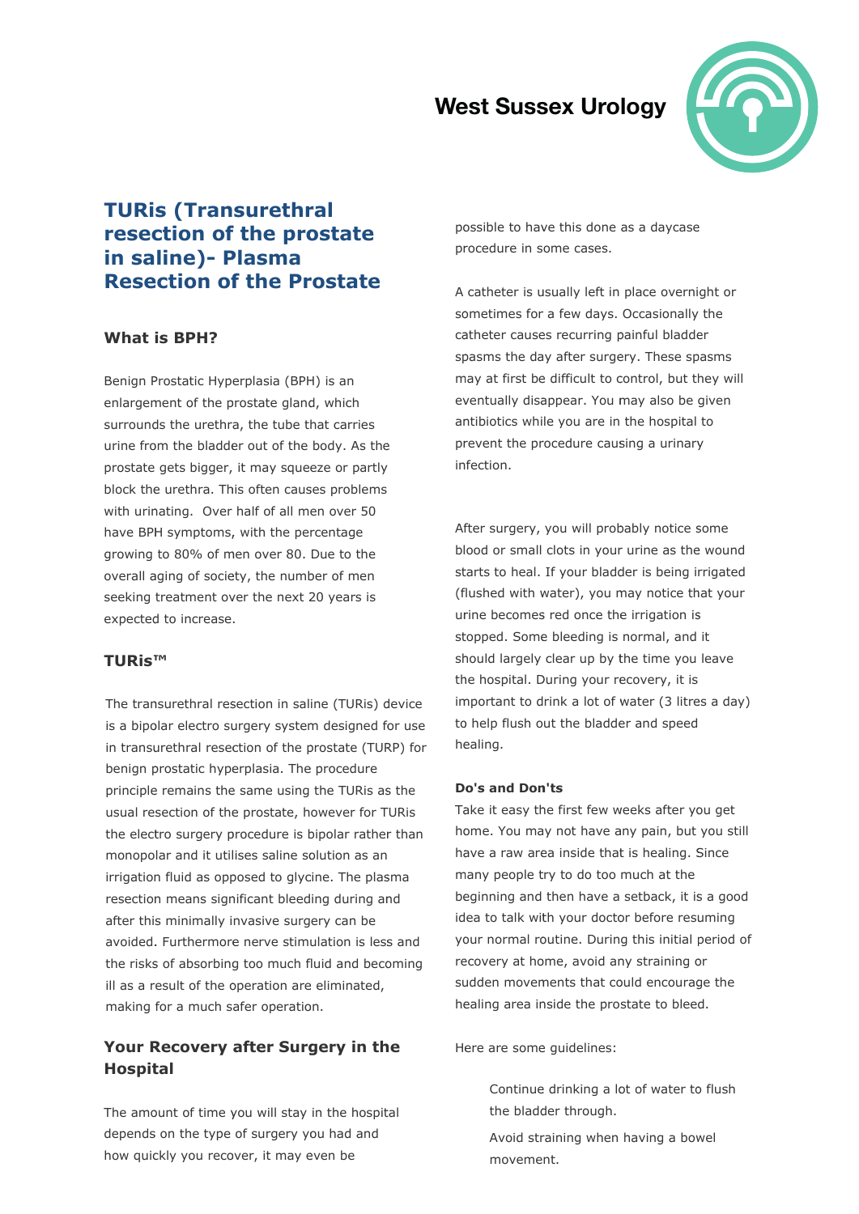# TURis (Transurethral resection of the prostate in saline)- Plasma Resection of the Prostate

### What is BPH?

Benign Prostatic Hyperplasia (BPH) is an enlargement of the prostate gland, which surrounds the urethra, the tube that carries urine from the bladder out of the body. As the prostate gets bigger, it may squeeze or partly block the urethra. This often causes problems with urinating. Over half of all men over 50 have BPH symptoms, with the percentage growing to 80% of men over 80. Due to the overall aging of society, the number of men seeking treatment over the next 20 years is expected to increase.

### TURis™

The transurethral resection in saline (TURis) device is a bipolar electro surgery system designed for use in transurethral resection of the prostate (TURP) for benign prostatic hyperplasia. The procedure principle remains the same using the TURis as the usual resection of the prostate, however for TURis the electro surgery procedure is bipolar rather than monopolar and it utilises saline solution as an irrigation fluid as opposed to glycine. The plasma resection means significant bleeding during and after this minimally invasive surgery can be avoided. Furthermore nerve stimulation is less and the risks of absorbing too much fluid and becoming ill as a result of the operation are eliminated, making for a much safer operation.

### Your Recovery after Surgery in the Hospital

The amount of time you will stay in the hospital depends on the type of surgery you had and how quickly you recover, it may even be possible to have this done as a daycase procedure in some cases.

A catheter is usually left in place overnight or sometimes for a few days. Occasionally the catheter causes recurring painful bladder spasms the day after surgery. These spasms may at first be difficult to control, but they will eventually disappear. You may also be given antibiotics while you are in the hospital to prevent the procedure causing a urinary infection.

After surgery, you will probably notice some blood or small clots in your urine as the wound starts to heal. If your bladder is being irrigated (flushed with water), you may notice that your urine becomes red once the irrigation is stopped. Some bleeding is normal, and it should largely clear up by the time you leave the hospital. During your recovery, it is important to drink a lot of water (3 litres a day) to help flush out the bladder and speed healing.

#### Do's and Don'ts

Take it easy the first few weeks after you get home. You may not have any pain, but you still have a raw area inside that is healing. Since many people try to do too much at the beginning and then have a setback, it is a good idea to talk with your doctor before resuming your normal routine. During this initial period of recovery at home, avoid any straining or sudden movements that could encourage the healing area inside the prostate to bleed.

Here are some guidelines:

- Continue drinking a lot of water to flush the bladder through.
- Avoid straining when having a bowel movement.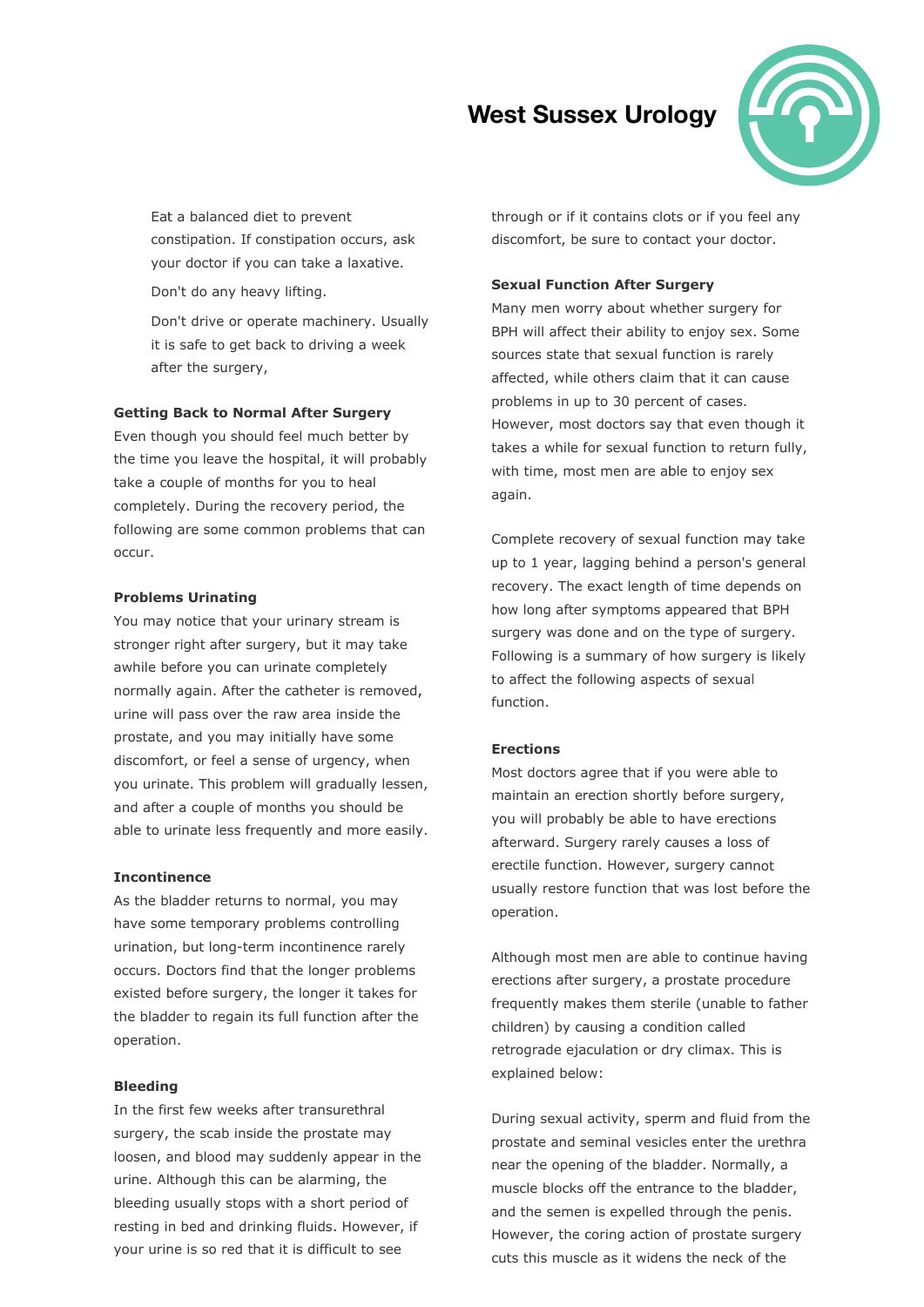Eat a balanced diet to prevent constipation. If constipation occurs, ask your doctor if you can take a laxative.

Don't do any heavy lifting.

Don't drive or operate machinery. Usually it is safe to get back to driving a week after the surgery,

**Getting Back to Normal After Surgery**

Even though you should feel much better by the time you leave the hospital, it will probably take a couple of months for you to heal completely. During the recovery period, the following are some common problems that can occur.

**Problems Urinating**

You may notice that your urinary stream is stronger right after surgery, but it may take awhile before you can urinate completely normally again. After the catheter is removed, urine will pass over the raw area inside the prostate, and you may initially have some discomfort, or feel a sense of urgency, when you urinate. This problem will gradually lessen, and after a couple of months you should be able to urinate less frequently and more easily.

**Incontinence**

As the bladder returns to normal, you may have some temporary problems controlling urination, but long-term incontinence rarely occurs. Doctors find that the longer problems existed before surgery, the longer it takes for the bladder to regain its full function after the operation.

**Bleeding**

In the first few weeks after transurethral surgery, the scab inside the prostate may loosen, and blood may suddenly appear in the urine. Although this can be alarming, the bleeding usually stops with a short period of resting in bed and drinking fluids. However, if your urine is so red that it is difficult to see through or if it contains clots or if you feel any discomfort, be sure to contact your doctor.

**Sexual Function After Surgery**

Many men worry about whether surgery for BPH will affect their ability to enjoy sex. Some sources state that sexual function is rarely affected, while others claim that it can cause problems in up to 30 percent of cases. However, most doctors say that even though it takes a while for sexual function to return fully, with time, most men are able to enjoy sex again.

Complete recovery of sexual function may take up to 1 year, lagging behind a person's general recovery. The exact length of time depends on how long after symptoms appeared that BPH surgery was done and on the type of surgery. Following is a summary of how surgery is likely to affect the following aspects of sexual function.

**Erections**

Most doctors agree that if you were able to maintain an erection shortly before surgery, you will probably be able to have erections afterward. Surgery rarely causes a loss of erectile function. However, surgery cannot usually restore function that was lost before the operation.

Although most men are able to continue having erections after surgery, a prostate procedure frequently makes them sterile (unable to father children) by causing a condition called retrograde ejaculation or dry climax. This is explained below:

During sexual activity, sperm and fluid from the prostate and seminal vesicles enter the urethra near the opening of the bladder. Normally, a muscle blocks off the entrance to the bladder, and the semen is expelled through the penis. However, the coring action of prostate surgery cuts this muscle as it widens the neck of the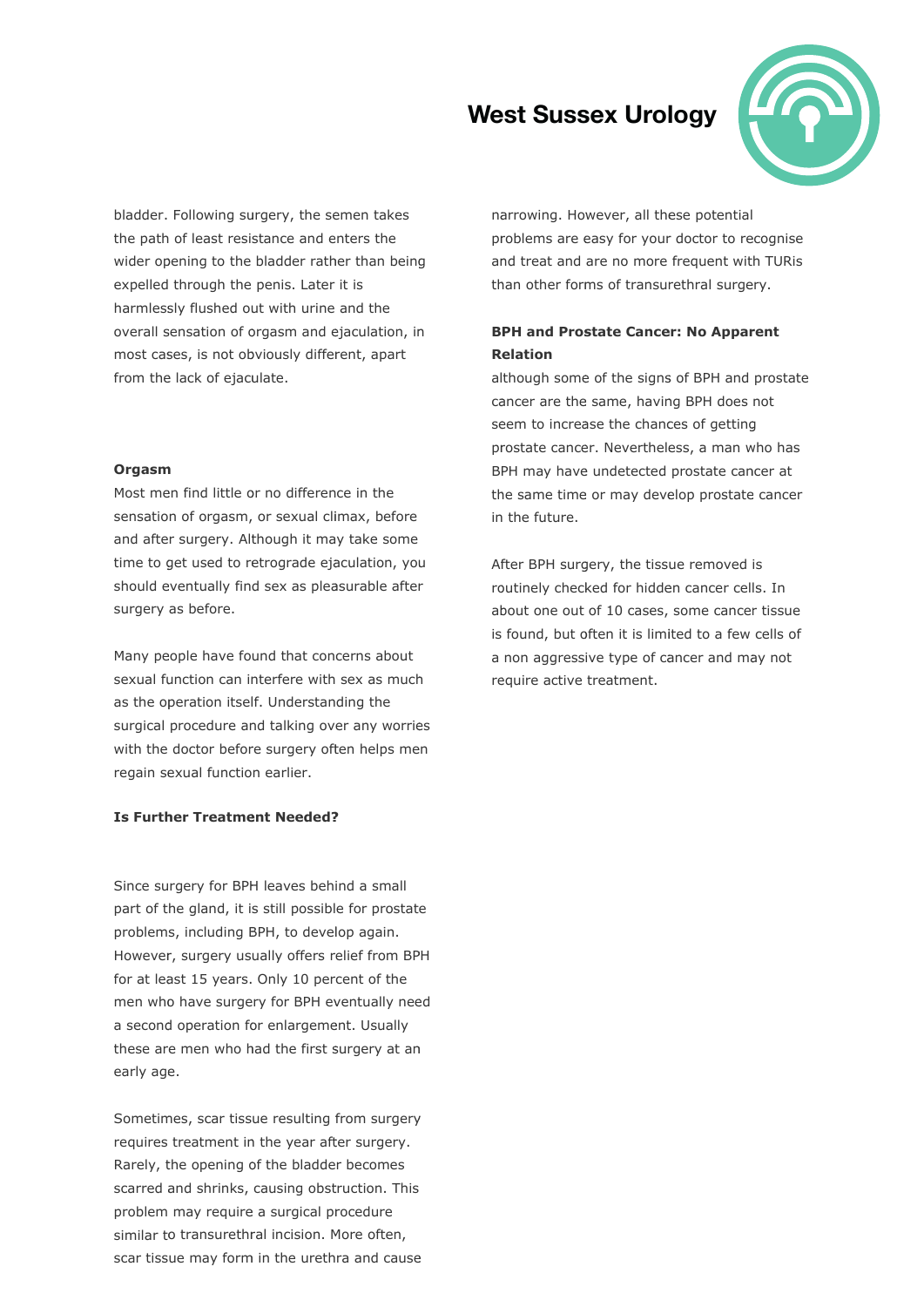bladder. Following surgery, the semen takes the path of least resistance and enters the wider opening to the bladder rather than being expelled through the penis. Later it is harmlessly flushed out with urine and the overall sensation of orgasm and ejaculation, in most cases, is not obviously different, apart from the lack of ejaculate.

**Orgasm**

Most men find little or no difference in the sensation of orgasm, or sexual climax, before and after surgery. Although it may take some time to get used to retrograde ejaculation, you should eventually find sex as pleasurable after surgery as before.

Many people have found that concerns about sexual function can interfere with sex as much as the operation itself. Understanding the surgical procedure and talking over any worries with the doctor before surgery often helps men regain sexual function earlier.

**Is Further Treatment Needed?**

Since surgery for BPH leaves behind a small part of the gland, it is still possible for prostate problems, including BPH, to develop again. However, surgery usually offers relief from BPH for at least 15 years. Only 10 percent of the men who have surgery for BPH eventually need a second operation for enlargement. Usually these are men who had the first surgery at an early age.

Sometimes, scar tissue resulting from surgery requires treatment in the year after surgery. Rarely, the opening of the bladder becomes scarred and shrinks, causing obstruction. This problem may require a surgical procedure similar to transurethral incision. More often, scar tissue may form in the urethra and cause narrowing. However, all these potential problems are easy for your doctor to recognise and treat and are no more frequent with TURis than other forms of transurethral surgery.

**BPH and Prostate Cancer: No Apparent Relation**

although some of the signs of BPH and prostate cancer are the same, having BPH does not seem to increase the chances of getting prostate cancer. Nevertheless, a man who has BPH may have undetected prostate cancer at the same time or may develop prostate cancer in the future.

After BPH surgery, the tissue removed is routinely checked for hidden cancer cells. In about one out of 10 cases, some cancer tissue is found, but often it is limited to a few cells of a non aggressive type of cancer and may not require active treatment.